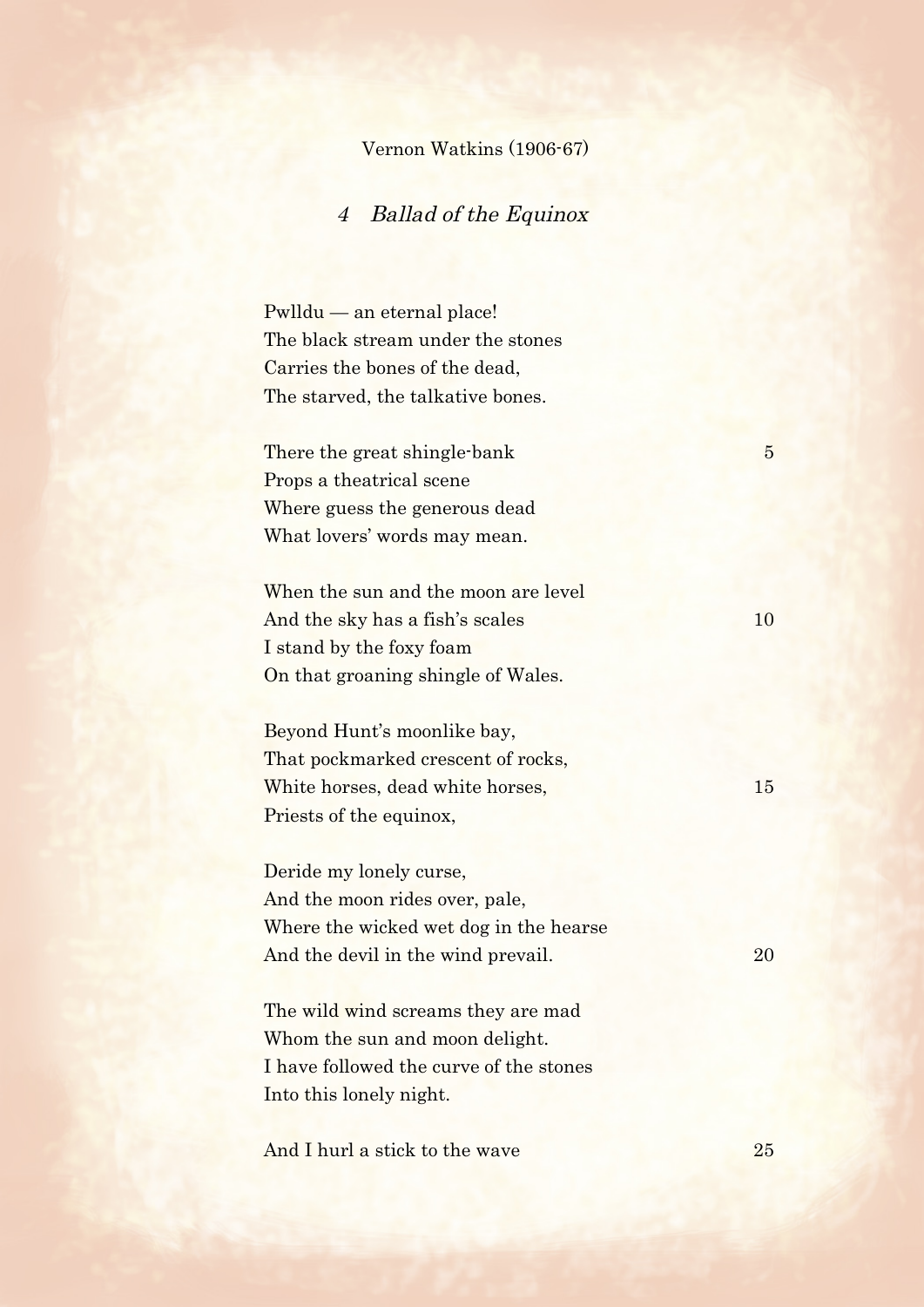Vernon Watkins (1906-67)

## *4 Ballad of the Equinox*

Pwlldu — an eternal place!
The black stream under the stones
Carries the bones of the dead,
The starved, the talkative bones.

There the great shingle-bank 5
Props a theatrical scene
Where guess the generous dead
What lovers' words may mean.

When the sun and the moon are level
And the sky has a fish's scales 10
I stand by the foxy foam
On that groaning shingle of Wales.

Beyond Hunt's moonlike bay,
That pockmarked crescent of rocks,
White horses, dead white horses, 15
Priests of the equinox,

Deride my lonely curse,
And the moon rides over, pale,
Where the wicked wet dog in the hearse
And the devil in the wind prevail. 20

The wild wind screams they are mad
Whom the sun and moon delight.
I have followed the curve of the stones
Into this lonely night.

And I hurl a stick to the wave 25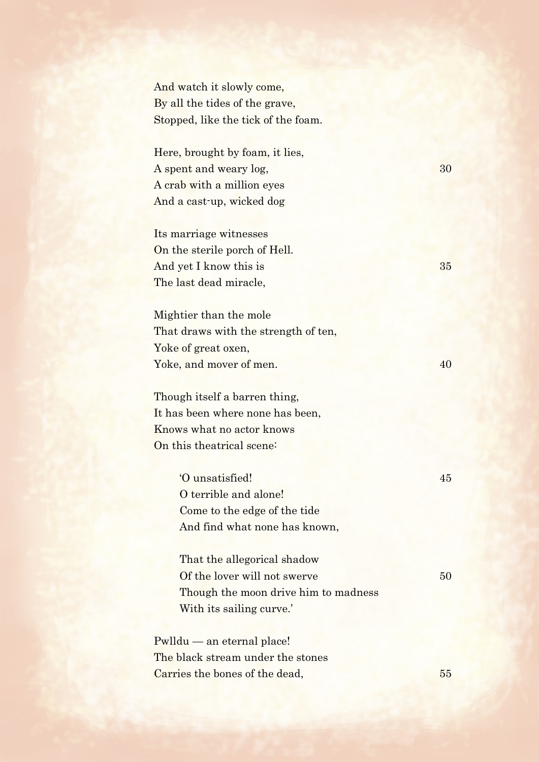And watch it slowly come,  
By all the tides of the grave,  
Stopped, like the tick of the foam.

Here, brought by foam, it lies,  
A spent and weary log,  
A crab with a million eyes  
And a cast-up, wicked dog

Its marriage witnesses  
On the sterile porch of Hell.  
And yet I know this is  
The last dead miracle,

Mightier than the mole  
That draws with the strength of ten,  
Yoke of great oxen,  
Yoke, and mover of men.

Though itself a barren thing,  
It has been where none has been,  
Knows what no actor knows  
On this theatrical scene:

> 'O unsatisfied!  
> O terrible and alone!  
> Come to the edge of the tide  
> And find what none has known,
>
> That the allegorical shadow  
> Of the lover will not swerve  
> Though the moon drive him to madness  
> With its sailing curve.'

Pwlldu — an eternal place!  
The black stream under the stones  
Carries the bones of the dead,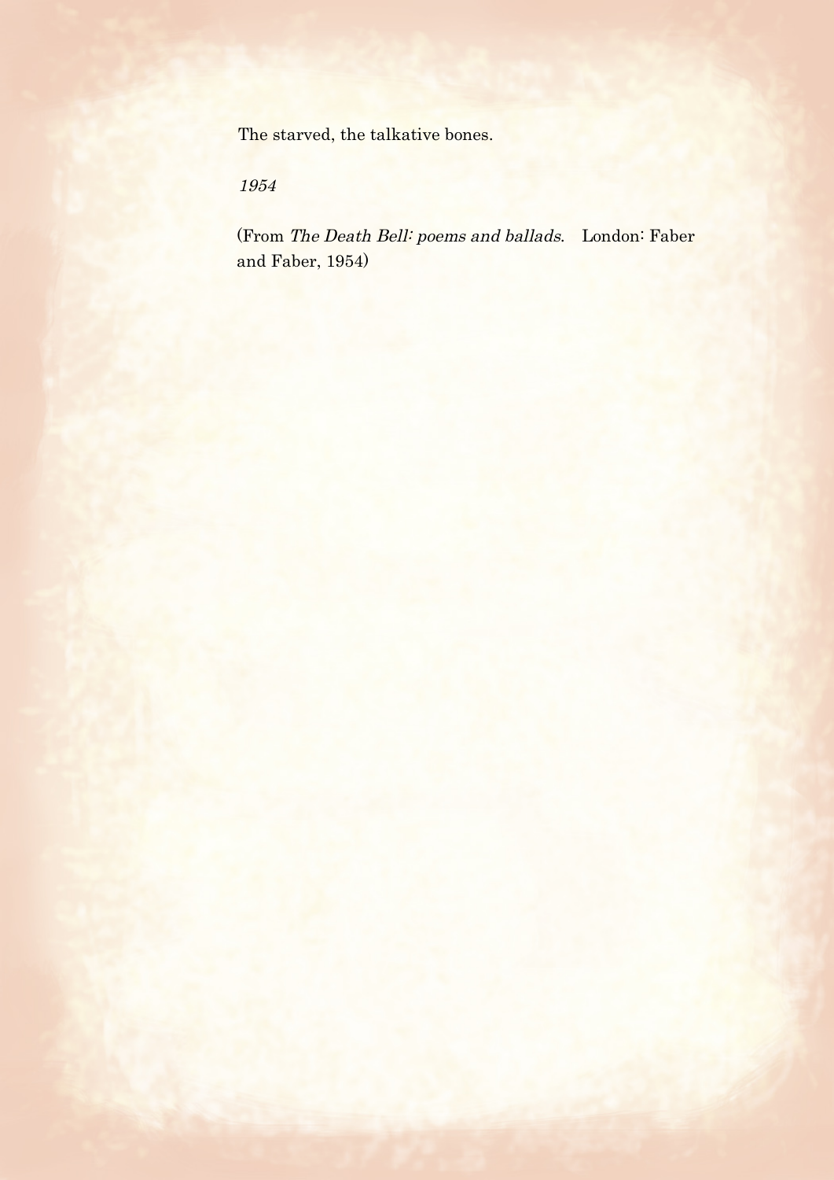The starved, the talkative bones.

*1954*

(From *The Death Bell: poems and ballads*. London: Faber and Faber, 1954)